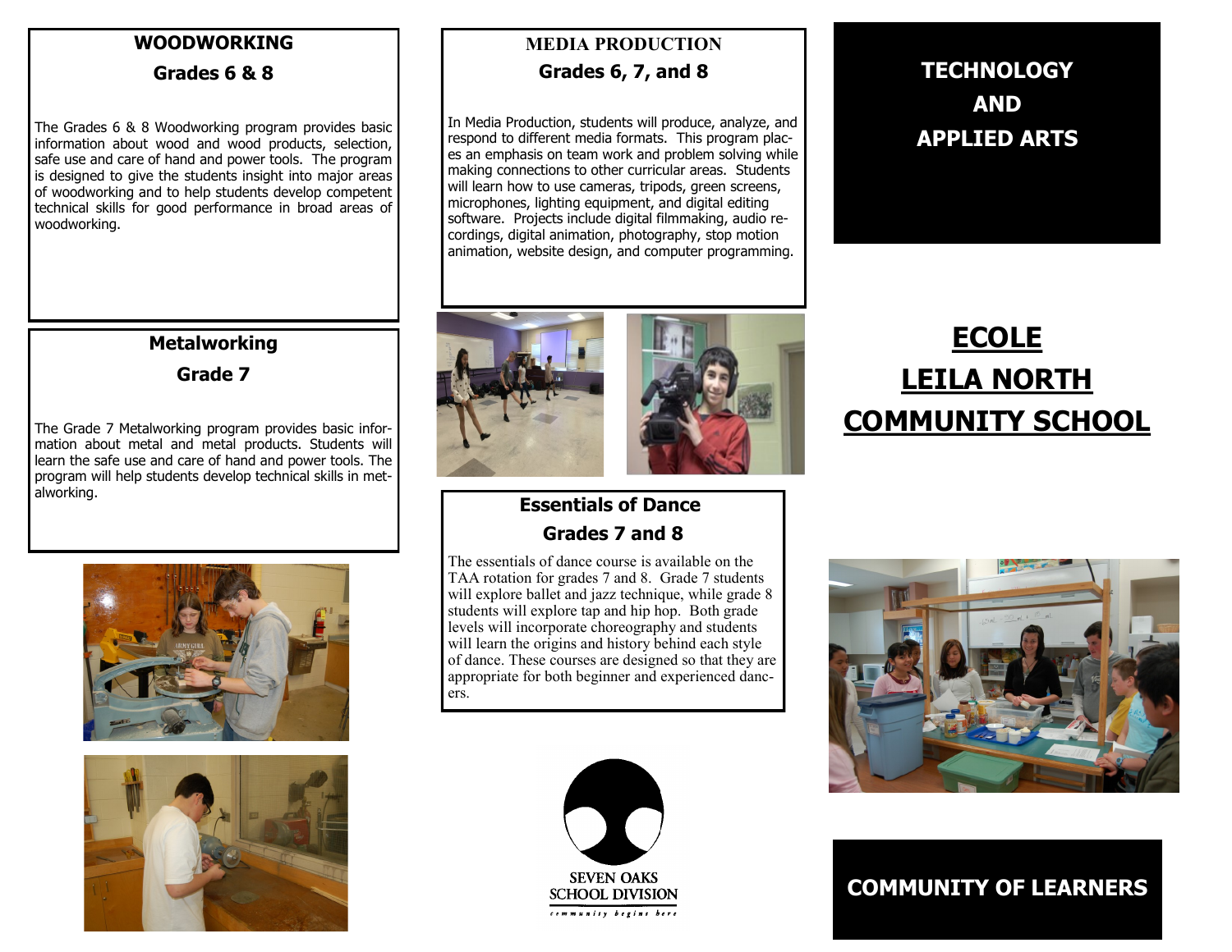## WOODWORKING

### Grades 6 & 8

The Grades 6 & 8 Woodworking program provides basic information about wood and wood products, selection, safe use and care of hand and power tools. The program is designed to give the students insight into major areas of woodworking and to help students develop competent technical skills for good performance in broad areas of woodworking.

## Metalworking

### Grade 7

The Grade 7 Metalworking program provides basic information about metal and metal products. Students will learn the safe use and care of hand and power tools. The program will help students develop technical skills in metalworking.

## MEDIA PRODUCTION

### Grades 6, 7, and 8

In Media Production, students will produce, analyze, and respond to different media formats. This program places an emphasis on team work and problem solving while making connections to other curricular areas. Students will learn how to use cameras, tripods, green screens, microphones, lighting equipment, and digital editing software. Projects include digital filmmaking, audio recordings, digital animation, photography, stop motion animation, website design, and computer programming.

## Essentials of Dance

### Grades 7 and 8

The essentials of dance course is available on the TAA rotation for grades 7 and 8. Grade 7 students will explore ballet and jazz technique, while grade 8 students will explore tap and hip hop. Both grade levels will incorporate choreography and students will learn the origins and history behind each style of dance. These courses are designed so that they are appropriate for both beginner and experienced dancers.

SEVEN OAKS SCHOOL DIVISION

*community begins here*

# TECHNOLOGY AND APPLIED ARTS

# ECOLE LEILA NORTH COMMUNITY SCHOOL

## COMMUNITY OF LEARNERS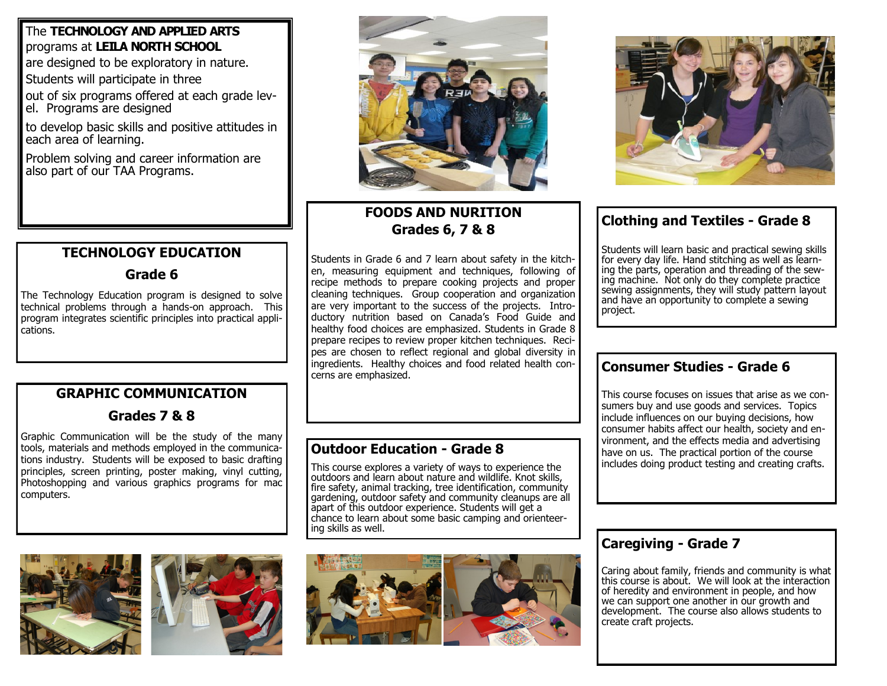The **TECHNOLOGY AND APPLIED ARTS** programs at **LEILA NORTH SCHOOL** are designed to be exploratory in nature. Students will participate in three out of six programs offered at each grade level. Programs are designed to develop basic skills and positive attitudes in each area of learning.

Problem solving and career information are also part of our TAA Programs.

## TECHNOLOGY EDUCATION

### Grade 6

The Technology Education program is designed to solve technical problems through a hands-on approach. This program integrates scientific principles into practical applications.

## GRAPHIC COMMUNICATION

### Grades 7 & 8

Graphic Communication will be the study of the many tools, materials and methods employed in the communications industry. Students will be exposed to basic drafting principles, screen printing, poster making, vinyl cutting, Photoshopping and various graphics programs for mac computers.

## FOODS AND NURITION

### Grades 6, 7 & 8

Students in Grade 6 and 7 learn about safety in the kitchen, measuring equipment and techniques, following of recipe methods to prepare cooking projects and proper cleaning techniques. Group cooperation and organization are very important to the success of the projects. Introductory nutrition based on Canada's Food Guide and healthy food choices are emphasized. Students in Grade 8 prepare recipes to review proper kitchen techniques. Recipes are chosen to reflect regional and global diversity in ingredients. Healthy choices and food related health concerns are emphasized.

## Outdoor Education - Grade 8

This course explores a variety of ways to experience the outdoors and learn about nature and wildlife. Knot skills, fire safety, animal tracking, tree identification, community gardening, outdoor safety and community cleanups are all apart of this outdoor experience. Students will get a chance to learn about some basic camping and orienteering skills as well.

## Clothing and Textiles - Grade 8

Students will learn basic and practical sewing skills for every day life. Hand stitching as well as learning the parts, operation and threading of the sewing machine. Not only do they complete practice sewing assignments, they will study pattern layout and have an opportunity to complete a sewing project.

## Consumer Studies - Grade 6

This course focuses on issues that arise as we consumers buy and use goods and services. Topics include influences on our buying decisions, how consumer habits affect our health, society and environment, and the effects media and advertising have on us. The practical portion of the course includes doing product testing and creating crafts.

## Caregiving - Grade 7

Caring about family, friends and community is what this course is about. We will look at the interaction of heredity and environment in people, and how we can support one another in our growth and development. The course also allows students to create craft projects.